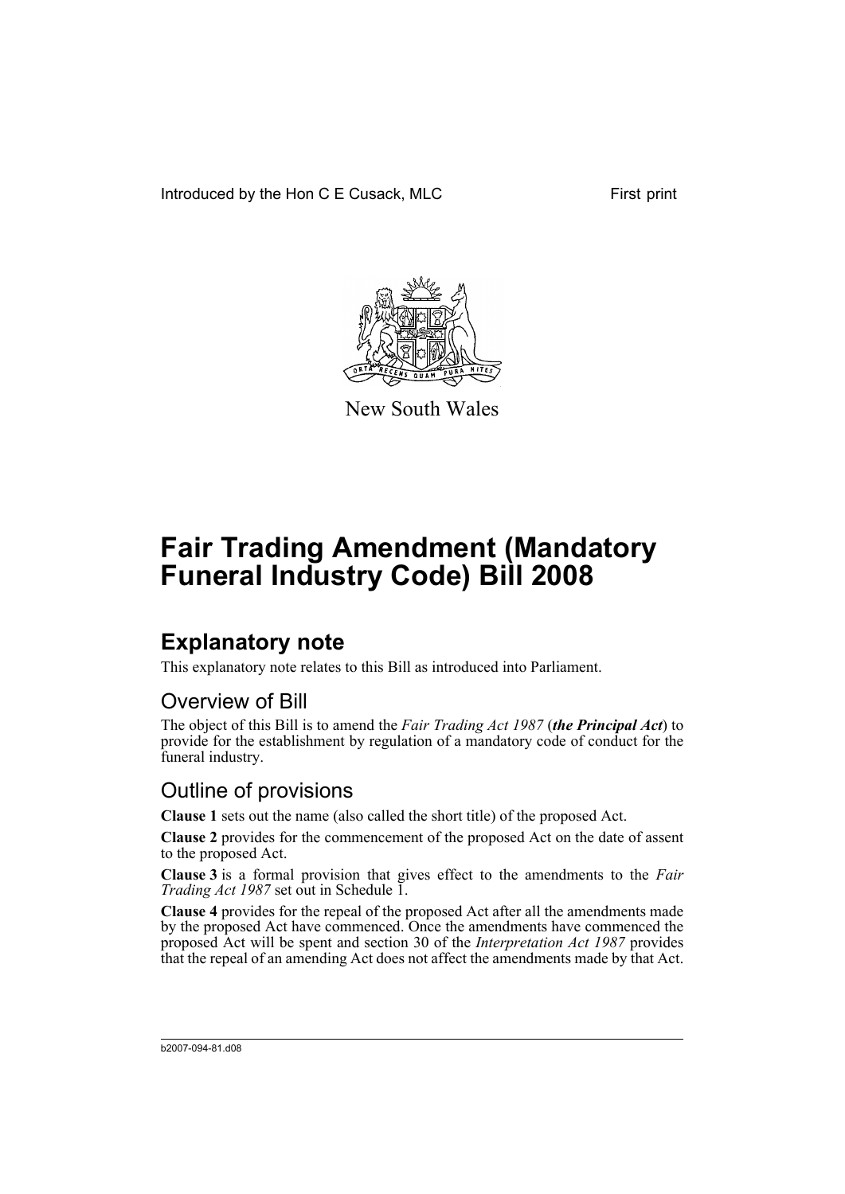Introduced by the Hon C E Cusack, MLC First print

New South Wales

# Fair Trading Amendment (Mandatory Funeral Industry Code) Bill 2008

## Explanatory note

This explanatory note relates to this Bill as introduced into Parliament.

### Overview of Bill

The object of this Bill is to amend the *Fair Trading Act 1987* (***the Principal Act***) to provide for the establishment by regulation of a mandatory code of conduct for the funeral industry.

### Outline of provisions

**Clause 1** sets out the name (also called the short title) of the proposed Act.

**Clause 2** provides for the commencement of the proposed Act on the date of assent to the proposed Act.

**Clause 3** is a formal provision that gives effect to the amendments to the *Fair Trading Act 1987* set out in Schedule 1.

**Clause 4** provides for the repeal of the proposed Act after all the amendments made by the proposed Act have commenced. Once the amendments have commenced the proposed Act will be spent and section 30 of the *Interpretation Act 1987* provides that the repeal of an amending Act does not affect the amendments made by that Act.

b2007-094-81.d08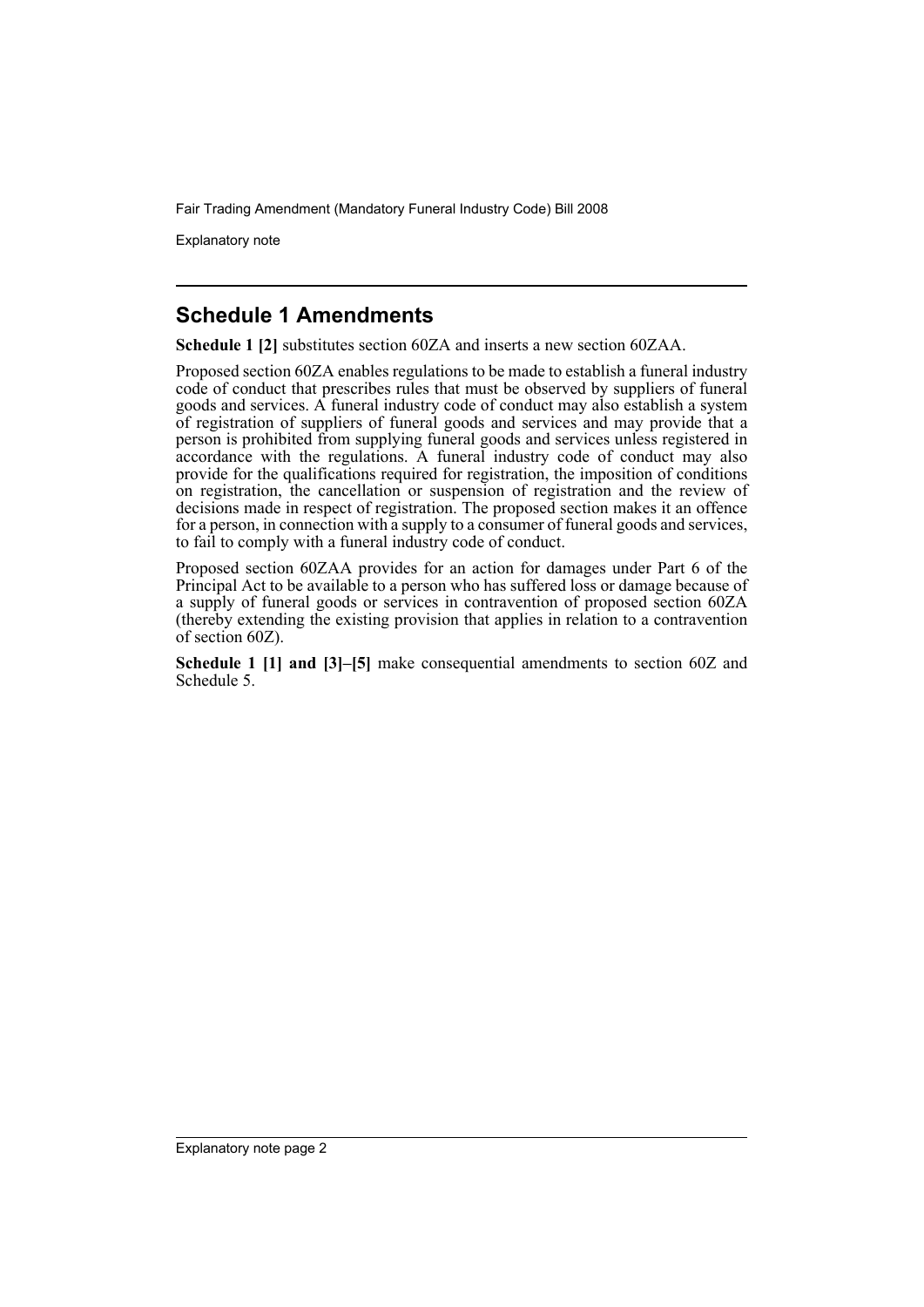## Schedule 1 Amendments

**Schedule 1 [2]** substitutes section 60ZA and inserts a new section 60ZAA.

Proposed section 60ZA enables regulations to be made to establish a funeral industry code of conduct that prescribes rules that must be observed by suppliers of funeral goods and services. A funeral industry code of conduct may also establish a system of registration of suppliers of funeral goods and services and may provide that a person is prohibited from supplying funeral goods and services unless registered in accordance with the regulations. A funeral industry code of conduct may also provide for the qualifications required for registration, the imposition of conditions on registration, the cancellation or suspension of registration and the review of decisions made in respect of registration. The proposed section makes it an offence for a person, in connection with a supply to a consumer of funeral goods and services, to fail to comply with a funeral industry code of conduct.

Proposed section 60ZAA provides for an action for damages under Part 6 of the Principal Act to be available to a person who has suffered loss or damage because of a supply of funeral goods or services in contravention of proposed section 60ZA (thereby extending the existing provision that applies in relation to a contravention of section 60Z).

**Schedule 1 [1] and [3]–[5]** make consequential amendments to section 60Z and Schedule 5.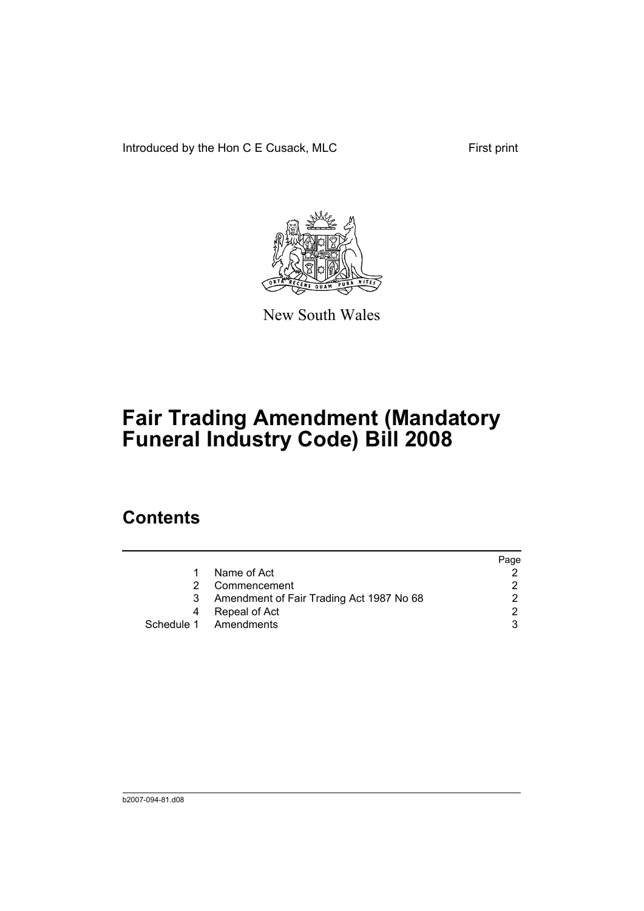Introduced by the Hon C E Cusack, MLC First print

New South Wales

# Fair Trading Amendment (Mandatory Funeral Industry Code) Bill 2008

## Contents

| | | Page |
|---|---|---|
| 1 | Name of Act | 2 |
| 2 | Commencement | 2 |
| 3 | Amendment of Fair Trading Act 1987 No 68 | 2 |
| 4 | Repeal of Act | 2 |
| Schedule 1 | Amendments | 3 |

b2007-094-81.d08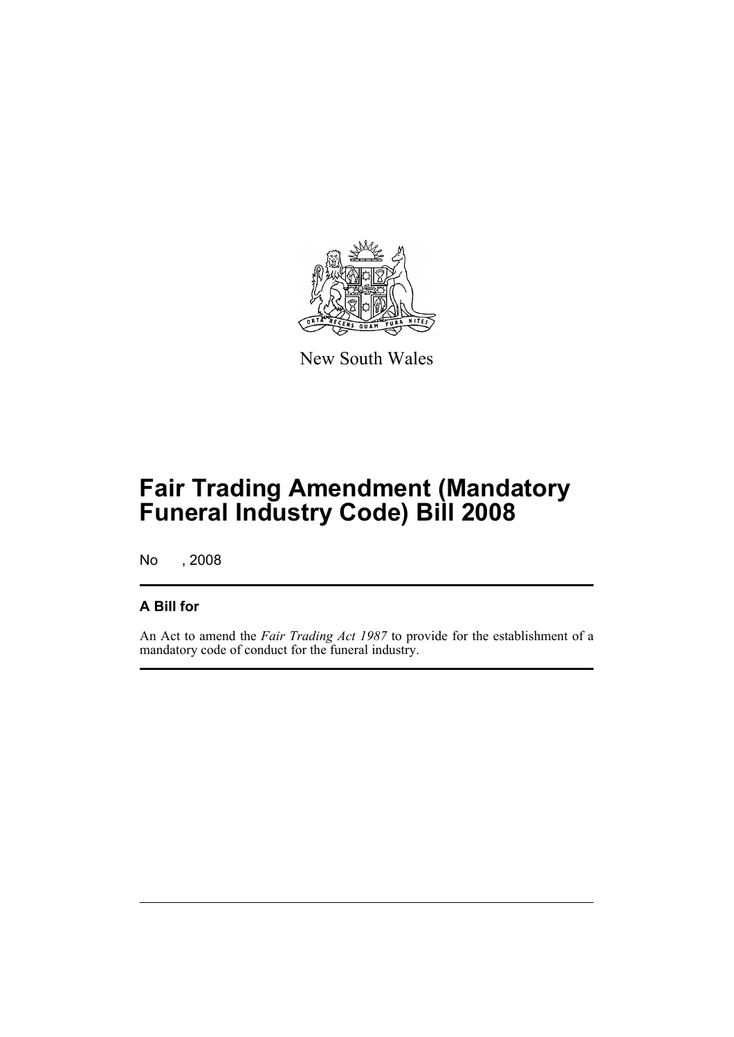New South Wales

# Fair Trading Amendment (Mandatory Funeral Industry Code) Bill 2008

No , 2008

### A Bill for

An Act to amend the *Fair Trading Act 1987* to provide for the establishment of a mandatory code of conduct for the funeral industry.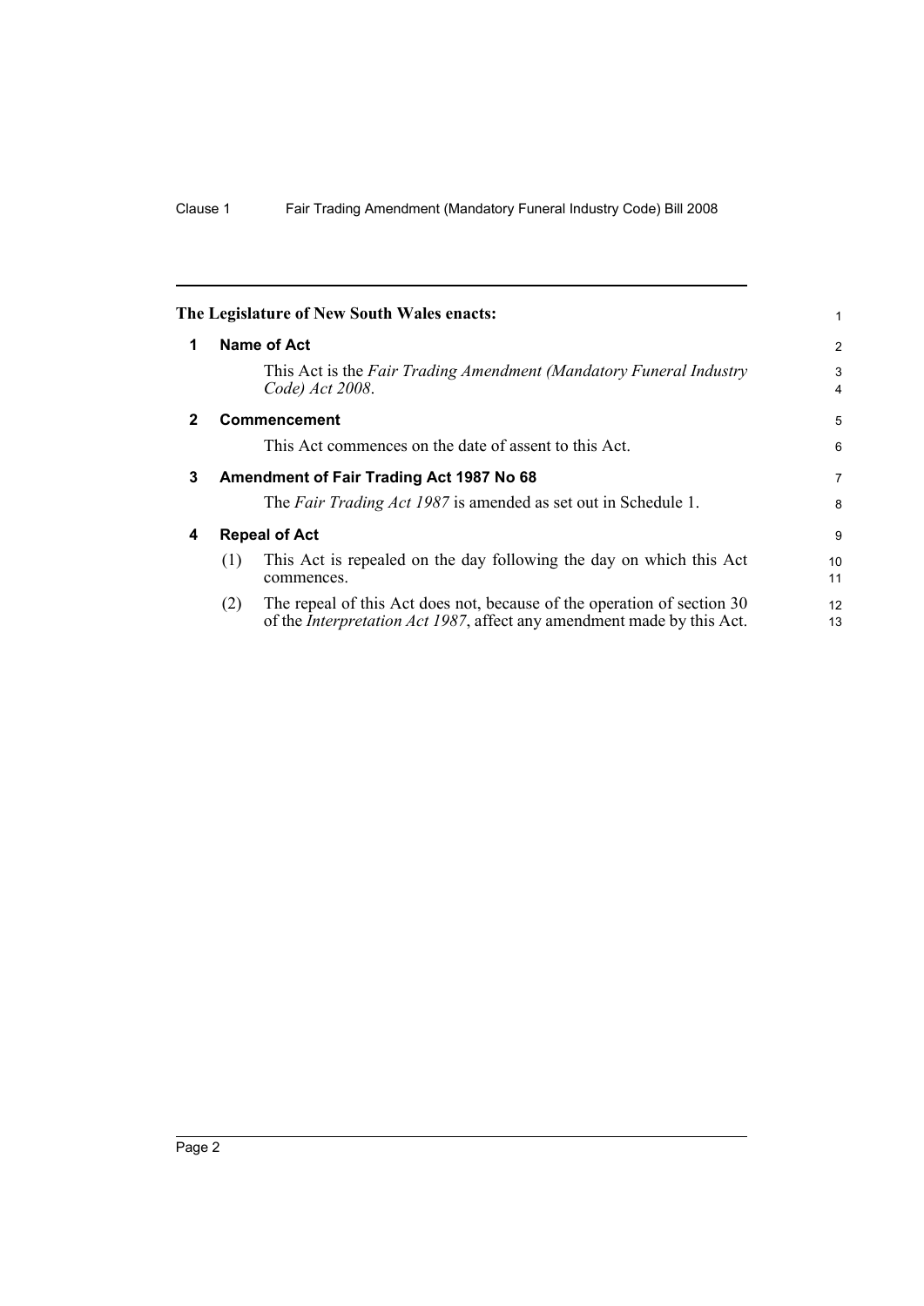The Legislature of New South Wales enacts:

## 1 Name of Act

This Act is the *Fair Trading Amendment (Mandatory Funeral Industry Code) Act 2008*.

## 2 Commencement

This Act commences on the date of assent to this Act.

## 3 Amendment of Fair Trading Act 1987 No 68

The *Fair Trading Act 1987* is amended as set out in Schedule 1.

## 4 Repeal of Act

(1) This Act is repealed on the day following the day on which this Act commences.

(2) The repeal of this Act does not, because of the operation of section 30 of the *Interpretation Act 1987*, affect any amendment made by this Act.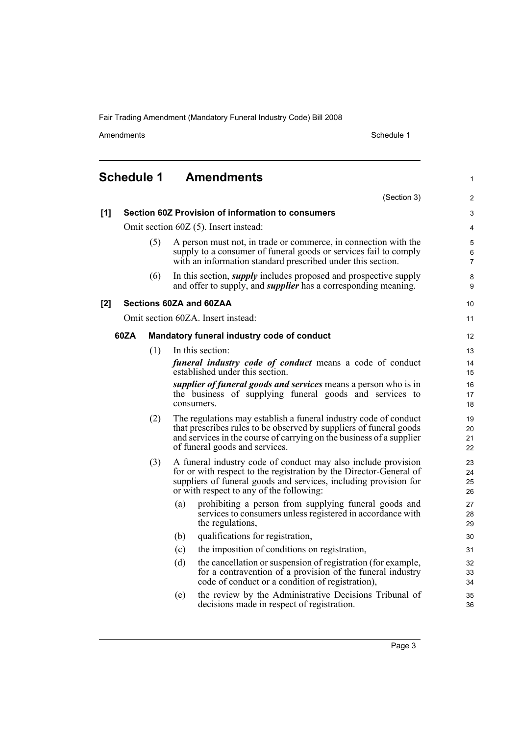## Schedule 1 Amendments

(Section 3)

**[1] Section 60Z Provision of information to consumers**

Omit section 60Z (5). Insert instead:

(5) A person must not, in trade or commerce, in connection with the supply to a consumer of funeral goods or services fail to comply with an information standard prescribed under this section.

(6) In this section, ***supply*** includes proposed and prospective supply and offer to supply, and ***supplier*** has a corresponding meaning.

**[2] Sections 60ZA and 60ZAA**

Omit section 60ZA. Insert instead:

**60ZA Mandatory funeral industry code of conduct**

(1) In this section:

***funeral industry code of conduct*** means a code of conduct established under this section.

***supplier of funeral goods and services*** means a person who is in the business of supplying funeral goods and services to consumers.

(2) The regulations may establish a funeral industry code of conduct that prescribes rules to be observed by suppliers of funeral goods and services in the course of carrying on the business of a supplier of funeral goods and services.

(3) A funeral industry code of conduct may also include provision for or with respect to the registration by the Director-General of suppliers of funeral goods and services, including provision for or with respect to any of the following:

(a) prohibiting a person from supplying funeral goods and services to consumers unless registered in accordance with the regulations,

(b) qualifications for registration,

(c) the imposition of conditions on registration,

(d) the cancellation or suspension of registration (for example, for a contravention of a provision of the funeral industry code of conduct or a condition of registration),

(e) the review by the Administrative Decisions Tribunal of decisions made in respect of registration.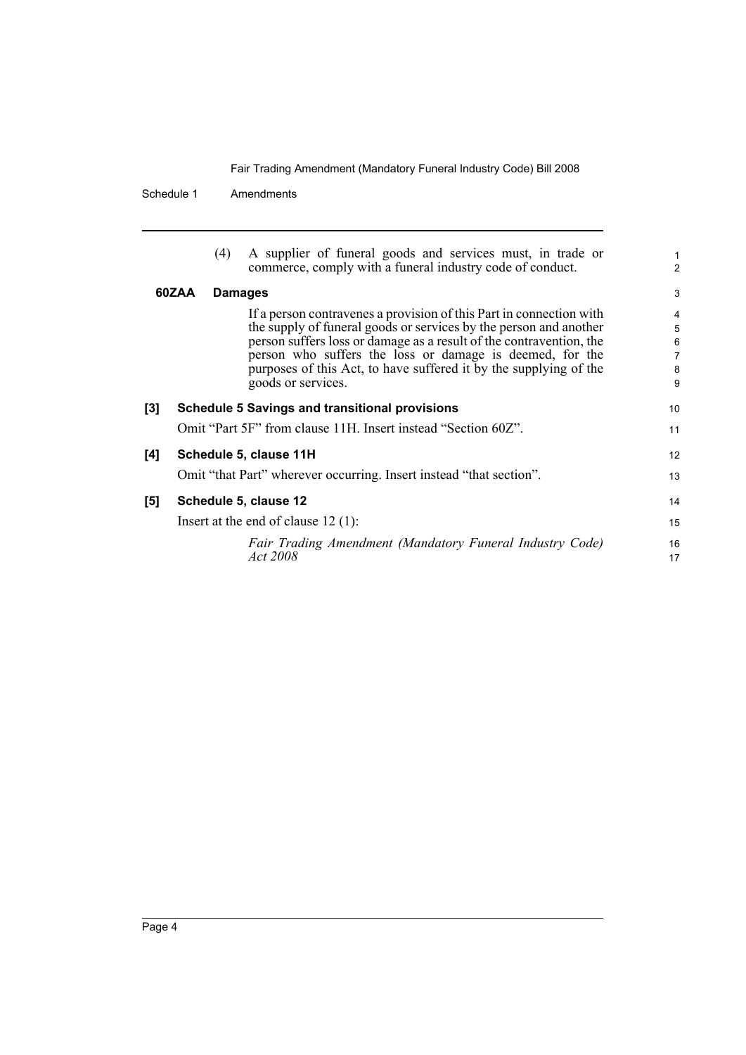(4) A supplier of funeral goods and services must, in trade or commerce, comply with a funeral industry code of conduct.

**60ZAA Damages**

If a person contravenes a provision of this Part in connection with the supply of funeral goods or services by the person and another person suffers loss or damage as a result of the contravention, the person who suffers the loss or damage is deemed, for the purposes of this Act, to have suffered it by the supplying of the goods or services.

**[3] Schedule 5 Savings and transitional provisions**

Omit "Part 5F" from clause 11H. Insert instead "Section 60Z".

**[4] Schedule 5, clause 11H**

Omit "that Part" wherever occurring. Insert instead "that section".

**[5] Schedule 5, clause 12**

Insert at the end of clause 12 (1):

*Fair Trading Amendment (Mandatory Funeral Industry Code) Act 2008*